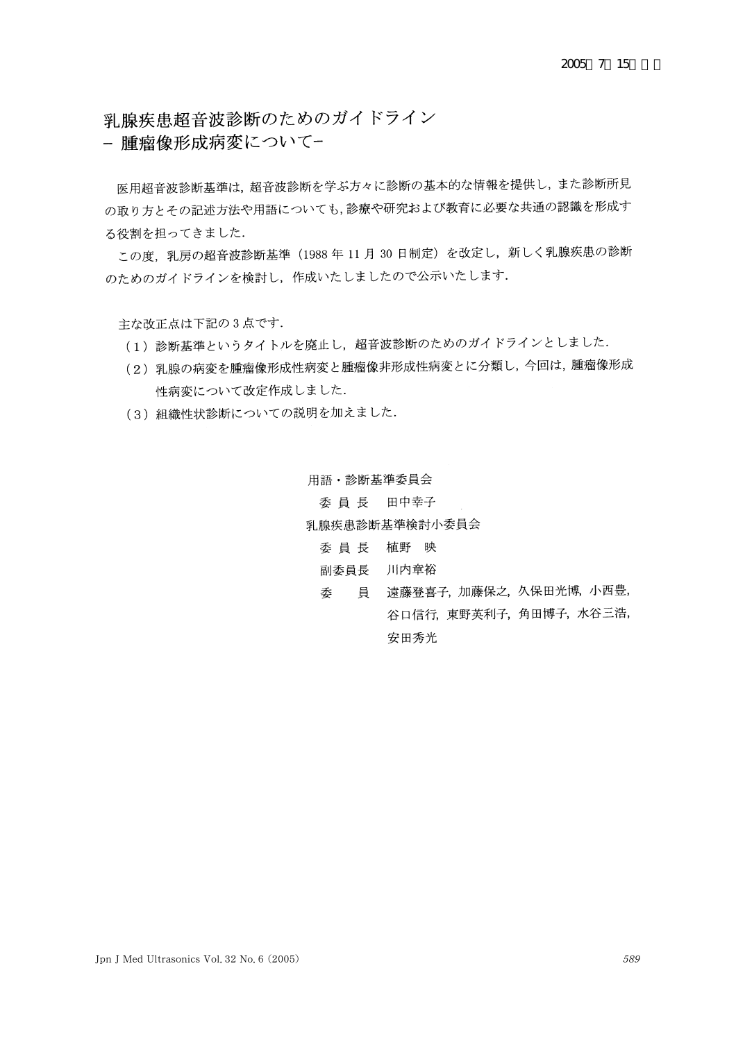2005年7月15日公示

# 乳腺疾患超音波診断のためのガイドライン
## – 腫瘤像形成病変について–

医用超音波診断基準は，超音波診断を学ぶ方々に診断の基本的な情報を提供し，また診断所見の取り方とその記述方法や用語についても，診療や研究および教育に必要な共通の認識を形成する役割を担ってきました．

この度，乳房の超音波診断基準（1988年11月30日制定）を改定し，新しく乳腺疾患の診断のためのガイドラインを検討し，作成いたしましたので公示いたします．

主な改正点は下記の3点です．

（1）診断基準というタイトルを廃止し，超音波診断のためのガイドラインとしました．

（2）乳腺の病変を腫瘤像形成性病変と腫瘤像非形成性病変とに分類し，今回は，腫瘤像形成性病変について改定作成しました．

（3）組織性状診断についての説明を加えました．

用語・診断基準委員会

委員長　田中幸子

乳腺疾患診断基準検討小委員会

委員長　植野　映

副委員長　川内章裕

委　員　遠藤登喜子，加藤保之，久保田光博，小西豊，谷口信行，東野英利子，角田博子，水谷三浩，安田秀光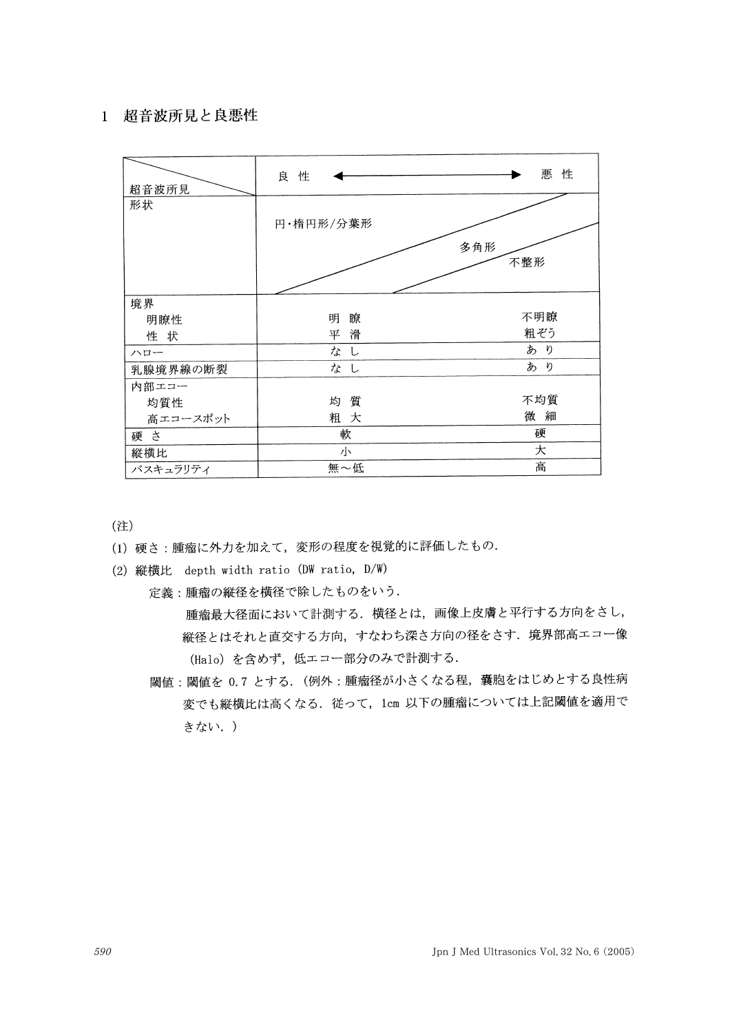## 1 超音波所見と良悪性

| 超音波所見 | 良 性 ◀――――▶ 悪 性 | |
|---|---|---|
| 形状 | 円・楕円形/分葉形 | 多角形　不整形 |
| 境界 | | |
| 　明瞭性 | 明 瞭 | 不明瞭 |
| 　性 状 | 平 滑 | 粗ぞう |
| ハロー | な し | あ り |
| 乳腺境界線の断裂 | な し | あ り |
| 内部エコー | | |
| 　均質性 | 均 質 | 不均質 |
| 　高エコースポット | 粗 大 | 微 細 |
| 硬 さ | 軟 | 硬 |
| 縦横比 | 小 | 大 |
| バスキュラリティ | 無～低 | 高 |

(注)

(1) 硬さ：腫瘤に外力を加えて，変形の程度を視覚的に評価したもの．

(2) 縦横比　depth width ratio (DW ratio, D/W)

　定義：腫瘤の縦径を横径で除したものをいう．

　　腫瘤最大径面において計測する．横径とは，画像上皮膚と平行する方向をさし，縦径とはそれと直交する方向，すなわち深さ方向の径をさす．境界部高エコー像 (Halo) を含めず，低エコー部分のみで計測する．

　閾値：閾値を 0.7 とする．(例外：腫瘤径が小さくなる程，嚢胞をはじめとする良性病変でも縦横比は高くなる．従って，1cm 以下の腫瘤については上記閾値を適用できない．)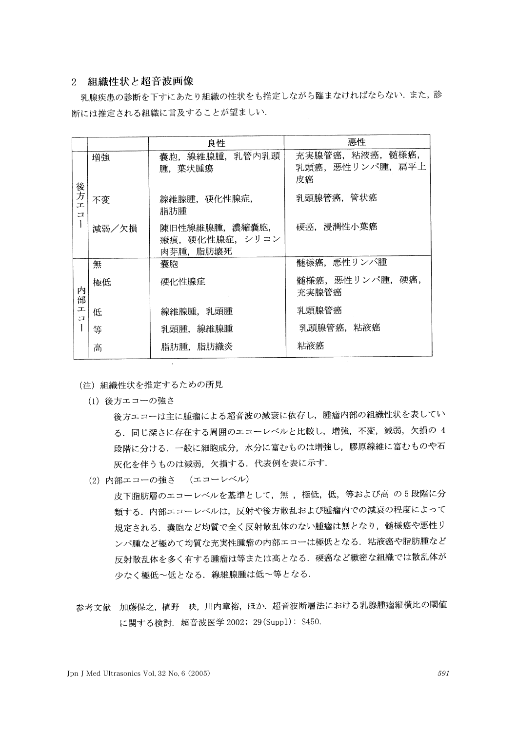## 2　組織性状と超音波画像

乳腺疾患の診断を下すにあたり組織の性状をも推定しながら臨まなければならない．また，診断には推定される組織に言及することが望ましい．

| | | 良性 | 悪性 |
|---|---|---|---|
| 後方エコー | 増強 | 嚢胞，線維腺腫，乳管内乳頭腫，葉状腫瘍 | 充実腺管癌，粘液癌，髄様癌，乳頭癌，悪性リンパ腫，扁平上皮癌 |
| | 不変 | 線維腺腫，硬化性腺症，脂肪腫 | 乳頭腺管癌，管状癌 |
| | 減弱／欠損 | 陳旧性線維腺腫，濃縮嚢胞，瘢痕，硬化性腺症，シリコン肉芽腫，脂肪壊死 | 硬癌，浸潤性小葉癌 |
| 内部エコー | 無 | 嚢胞 | 髄様癌，悪性リンパ腫 |
| | 極低 | 硬化性腺症 | 髄様癌，悪性リンパ腫，硬癌，充実腺管癌 |
| | 低 | 線維腺腫，乳頭腫 | 乳頭腺管癌 |
| | 等 | 乳頭腫，線維腺腫 | 乳頭腺管癌，粘液癌 |
| | 高 | 脂肪腫，脂肪織炎 | 粘液癌 |

(注) 組織性状を推定するための所見

(1) 後方エコーの強さ

後方エコーは主に腫瘤による超音波の減衰に依存し，腫瘤内部の組織性状を表している．同じ深さに存在する周囲のエコーレベルと比較し，増強，不変，減弱，欠損の 4 段階に分ける．一般に細胞成分，水分に富むものは増強し，膠原線維に富むものや石灰化を伴うものは減弱，欠損する．代表例を表に示す．

(2) 内部エコーの強さ　(エコーレベル)

皮下脂肪層のエコーレベルを基準として，無，極低，低，等および高 の 5 段階に分類する．内部エコーレベルは，反射や後方散乱および腫瘤内での減衰の程度によって規定される．嚢胞など均質で全く反射散乱体のない腫瘤は無となり，髄様癌や悪性リンパ腫など極めて均質な充実性腫瘤の内部エコーは極低となる．粘液癌や脂肪腫など反射散乱体を多く有する腫瘤は等または高となる．硬癌など緻密な組織では散乱体が少なく極低～低となる．線維腺腫は低～等となる．

参考文献　加藤保之，植野　映，川内章裕，ほか．超音波断層法における乳腺腫瘤縦横比の閾値に関する検討．超音波医学 2002；29(Suppl)：S450.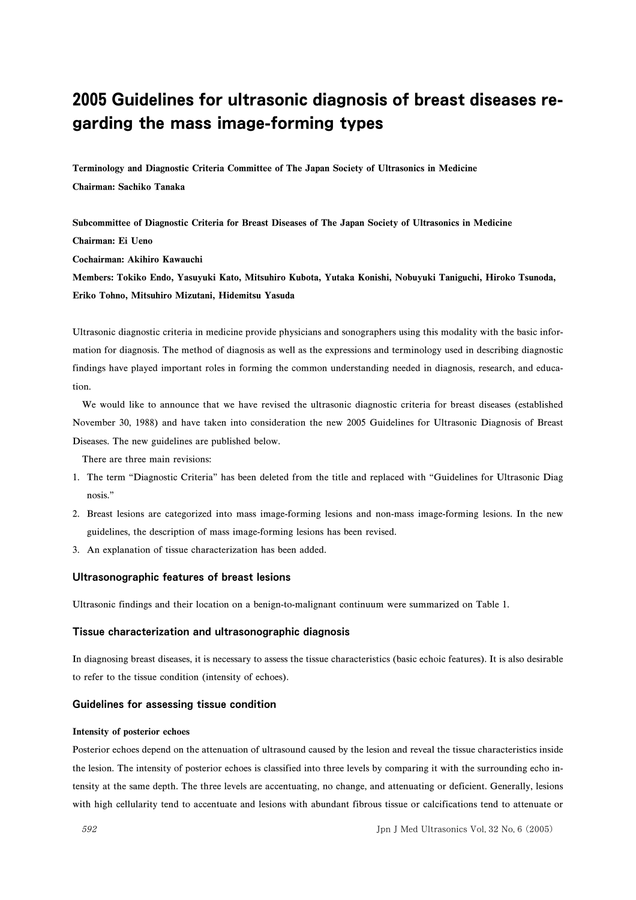# 2005 Guidelines for ultrasonic diagnosis of breast diseases regarding the mass image-forming types

**Terminology and Diagnostic Criteria Committee of The Japan Society of Ultrasonics in Medicine**
**Chairman: Sachiko Tanaka**

**Subcommittee of Diagnostic Criteria for Breast Diseases of The Japan Society of Ultrasonics in Medicine**
**Chairman: Ei Ueno**
**Cochairman: Akihiro Kawauchi**
**Members: Tokiko Endo, Yasuyuki Kato, Mitsuhiro Kubota, Yutaka Konishi, Nobuyuki Taniguchi, Hiroko Tsunoda, Eriko Tohno, Mitsuhiro Mizutani, Hidemitsu Yasuda**

Ultrasonic diagnostic criteria in medicine provide physicians and sonographers using this modality with the basic information for diagnosis. The method of diagnosis as well as the expressions and terminology used in describing diagnostic findings have played important roles in forming the common understanding needed in diagnosis, research, and education.

We would like to announce that we have revised the ultrasonic diagnostic criteria for breast diseases (established November 30, 1988) and have taken into consideration the new 2005 Guidelines for Ultrasonic Diagnosis of Breast Diseases. The new guidelines are published below.

There are three main revisions:

1. The term "Diagnostic Criteria" has been deleted from the title and replaced with "Guidelines for Ultrasonic Diag nosis."
2. Breast lesions are categorized into mass image-forming lesions and non-mass image-forming lesions. In the new guidelines, the description of mass image-forming lesions has been revised.
3. An explanation of tissue characterization has been added.

## Ultrasonographic features of breast lesions

Ultrasonic findings and their location on a benign-to-malignant continuum were summarized on Table 1.

## Tissue characterization and ultrasonographic diagnosis

In diagnosing breast diseases, it is necessary to assess the tissue characteristics (basic echoic features). It is also desirable to refer to the tissue condition (intensity of echoes).

## Guidelines for assessing tissue condition

### Intensity of posterior echoes

Posterior echoes depend on the attenuation of ultrasound caused by the lesion and reveal the tissue characteristics inside the lesion. The intensity of posterior echoes is classified into three levels by comparing it with the surrounding echo intensity at the same depth. The three levels are accentuating, no change, and attenuating or deficient. Generally, lesions with high cellularity tend to accentuate and lesions with abundant fibrous tissue or calcifications tend to attenuate or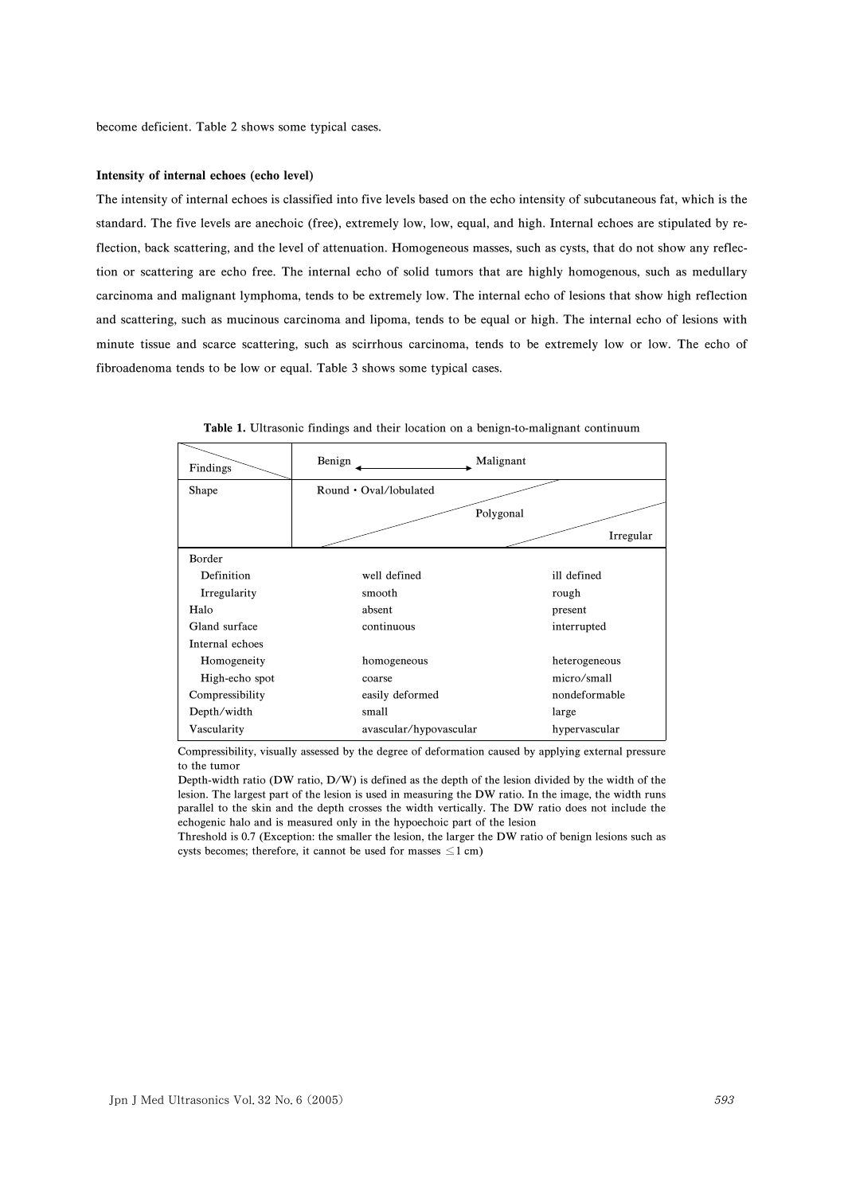become deficient. Table 2 shows some typical cases.

**Intensity of internal echoes (echo level)**

The intensity of internal echoes is classified into five levels based on the echo intensity of subcutaneous fat, which is the standard. The five levels are anechoic (free), extremely low, low, equal, and high. Internal echoes are stipulated by reflection, back scattering, and the level of attenuation. Homogeneous masses, such as cysts, that do not show any reflection or scattering are echo free. The internal echo of solid tumors that are highly homogenous, such as medullary carcinoma and malignant lymphoma, tends to be extremely low. The internal echo of lesions that show high reflection and scattering, such as mucinous carcinoma and lipoma, tends to be equal or high. The internal echo of lesions with minute tissue and scarce scattering, such as scirrhous carcinoma, tends to be extremely low or low. The echo of fibroadenoma tends to be low or equal. Table 3 shows some typical cases.

**Table 1.** Ultrasonic findings and their location on a benign-to-malignant continuum

| Findings | Benign ←→ | Malignant |
|---|---|---|
| Shape | Round・Oval/lobulated → Polygonal → | Irregular |
| Border | | |
| Definition | well defined | ill defined |
| Irregularity | smooth | rough |
| Halo | absent | present |
| Gland surface | continuous | interrupted |
| Internal echoes | | |
| Homogeneity | homogeneous | heterogeneous |
| High-echo spot | coarse | micro/small |
| Compressibility | easily deformed | nondeformable |
| Depth/width | small | large |
| Vascularity | avascular/hypovascular | hypervascular |

Compressibility, visually assessed by the degree of deformation caused by applying external pressure to the tumor

Depth-width ratio (DW ratio, D/W) is defined as the depth of the lesion divided by the width of the lesion. The largest part of the lesion is used in measuring the DW ratio. In the image, the width runs parallel to the skin and the depth crosses the width vertically. The DW ratio does not include the echogenic halo and is measured only in the hypoechoic part of the lesion

Threshold is 0.7 (Exception: the smaller the lesion, the larger the DW ratio of benign lesions such as cysts becomes; therefore, it cannot be used for masses $\leq 1$ cm)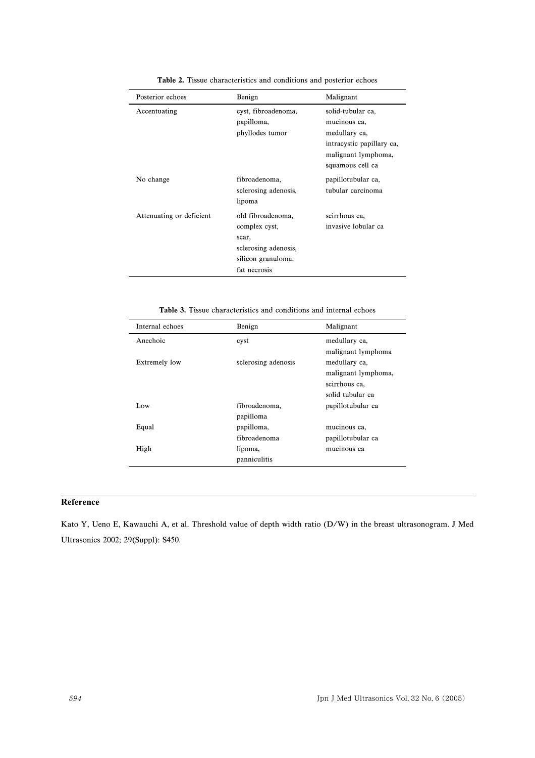**Table 2.** Tissue characteristics and conditions and posterior echoes

| Posterior echoes | Benign | Malignant |
|---|---|---|
| Accentuating | cyst, fibroadenoma, papilloma, phyllodes tumor | solid-tubular ca, mucinous ca, medullary ca, intracystic papillary ca, malignant lymphoma, squamous cell ca |
| No change | fibroadenoma, sclerosing adenosis, lipoma | papillotubular ca, tubular carcinoma |
| Attenuating or deficient | old fibroadenoma, complex cyst, scar, sclerosing adenosis, silicon granuloma, fat necrosis | scirrhous ca, invasive lobular ca |

**Table 3.** Tissue characteristics and conditions and internal echoes

| Internal echoes | Benign | Malignant |
|---|---|---|
| Anechoic | cyst | medullary ca, malignant lymphoma |
| Extremely low | sclerosing adenosis | medullary ca, malignant lymphoma, scirrhous ca, solid tubular ca |
| Low | fibroadenoma, papilloma | papillotubular ca |
| Equal | papilloma, fibroadenoma | mucinous ca, papillotubular ca |
| High | lipoma, panniculitis | mucinous ca |

## Reference

Kato Y, Ueno E, Kawauchi A, et al. Threshold value of depth width ratio (D/W) in the breast ultrasonogram. J Med Ultrasonics 2002; 29(Suppl): S450.